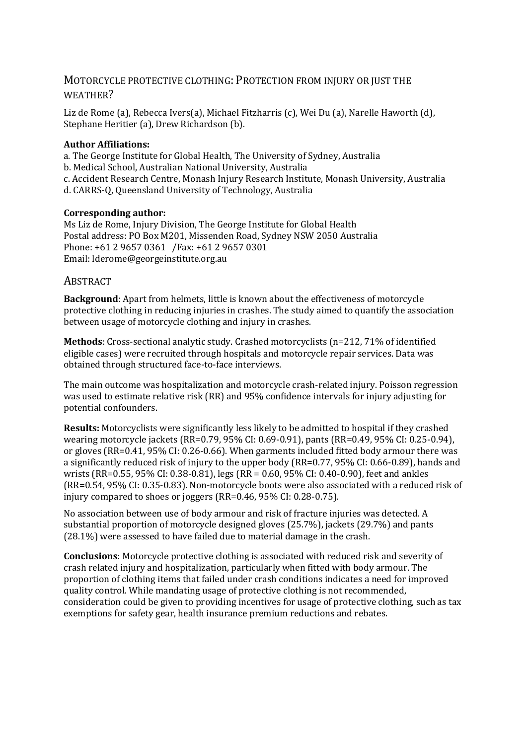# MOTORCYCLE PROTECTIVE CLOTHING: PROTECTION FROM INJURY OR JUST THE WEATHER?

Liz de Rome (a), Rebecca Ivers(a), Michael Fitzharris (c), Wei Du (a), Narelle Haworth (d), Stephane Heritier (a), Drew Richardson (b).

**Author Affiliations:**

a. The George Institute for Global Health, The University of Sydney, Australia
b. Medical School, Australian National University, Australia
c. Accident Research Centre, Monash Injury Research Institute, Monash University, Australia
d. CARRS-Q, Queensland University of Technology, Australia

**Corresponding author:**

Ms Liz de Rome, Injury Division, The George Institute for Global Health
Postal address: PO Box M201, Missenden Road, Sydney NSW 2050 Australia
Phone: +61 2 9657 0361 /Fax: +61 2 9657 0301
Email: lderome@georgeinstitute.org.au

## ABSTRACT

**Background**: Apart from helmets, little is known about the effectiveness of motorcycle protective clothing in reducing injuries in crashes. The study aimed to quantify the association between usage of motorcycle clothing and injury in crashes.

**Methods**: Cross-sectional analytic study. Crashed motorcyclists (n=212, 71% of identified eligible cases) were recruited through hospitals and motorcycle repair services. Data was obtained through structured face-to-face interviews.

The main outcome was hospitalization and motorcycle crash-related injury. Poisson regression was used to estimate relative risk (RR) and 95% confidence intervals for injury adjusting for potential confounders.

**Results:** Motorcyclists were significantly less likely to be admitted to hospital if they crashed wearing motorcycle jackets (RR=0.79, 95% CI: 0.69-0.91), pants (RR=0.49, 95% CI: 0.25-0.94), or gloves (RR=0.41, 95% CI: 0.26-0.66). When garments included fitted body armour there was a significantly reduced risk of injury to the upper body (RR=0.77, 95% CI: 0.66-0.89), hands and wrists (RR=0.55, 95% CI: 0.38-0.81), legs (RR = 0.60, 95% CI: 0.40-0.90), feet and ankles (RR=0.54, 95% CI: 0.35-0.83). Non-motorcycle boots were also associated with a reduced risk of injury compared to shoes or joggers (RR=0.46, 95% CI: 0.28-0.75).

No association between use of body armour and risk of fracture injuries was detected. A substantial proportion of motorcycle designed gloves (25.7%), jackets (29.7%) and pants (28.1%) were assessed to have failed due to material damage in the crash.

**Conclusions**: Motorcycle protective clothing is associated with reduced risk and severity of crash related injury and hospitalization, particularly when fitted with body armour. The proportion of clothing items that failed under crash conditions indicates a need for improved quality control. While mandating usage of protective clothing is not recommended, consideration could be given to providing incentives for usage of protective clothing, such as tax exemptions for safety gear, health insurance premium reductions and rebates.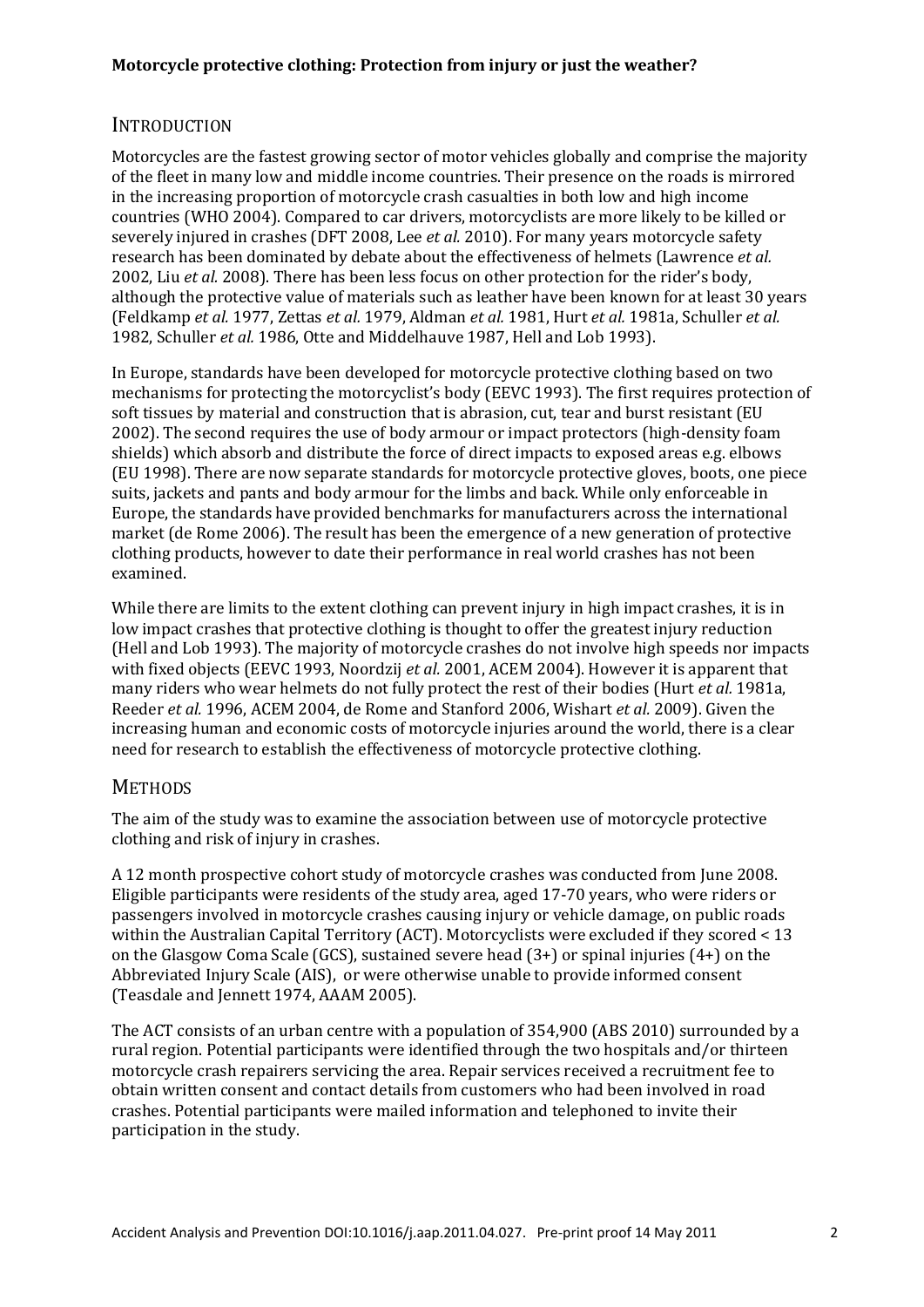**Motorcycle protective clothing: Protection from injury or just the weather?**

## INTRODUCTION

Motorcycles are the fastest growing sector of motor vehicles globally and comprise the majority of the fleet in many low and middle income countries. Their presence on the roads is mirrored in the increasing proportion of motorcycle crash casualties in both low and high income countries (WHO 2004). Compared to car drivers, motorcyclists are more likely to be killed or severely injured in crashes (DFT 2008, Lee *et al.* 2010). For many years motorcycle safety research has been dominated by debate about the effectiveness of helmets (Lawrence *et al.* 2002, Liu *et al.* 2008). There has been less focus on other protection for the rider's body, although the protective value of materials such as leather have been known for at least 30 years (Feldkamp *et al.* 1977, Zettas *et al.* 1979, Aldman *et al.* 1981, Hurt *et al.* 1981a, Schuller *et al.* 1982, Schuller *et al.* 1986, Otte and Middelhauve 1987, Hell and Lob 1993).

In Europe, standards have been developed for motorcycle protective clothing based on two mechanisms for protecting the motorcyclist's body (EEVC 1993). The first requires protection of soft tissues by material and construction that is abrasion, cut, tear and burst resistant (EU 2002). The second requires the use of body armour or impact protectors (high-density foam shields) which absorb and distribute the force of direct impacts to exposed areas e.g. elbows (EU 1998). There are now separate standards for motorcycle protective gloves, boots, one piece suits, jackets and pants and body armour for the limbs and back. While only enforceable in Europe, the standards have provided benchmarks for manufacturers across the international market (de Rome 2006). The result has been the emergence of a new generation of protective clothing products, however to date their performance in real world crashes has not been examined.

While there are limits to the extent clothing can prevent injury in high impact crashes, it is in low impact crashes that protective clothing is thought to offer the greatest injury reduction (Hell and Lob 1993). The majority of motorcycle crashes do not involve high speeds nor impacts with fixed objects (EEVC 1993, Noordzij *et al.* 2001, ACEM 2004). However it is apparent that many riders who wear helmets do not fully protect the rest of their bodies (Hurt *et al.* 1981a, Reeder *et al.* 1996, ACEM 2004, de Rome and Stanford 2006, Wishart *et al.* 2009). Given the increasing human and economic costs of motorcycle injuries around the world, there is a clear need for research to establish the effectiveness of motorcycle protective clothing.

## METHODS

The aim of the study was to examine the association between use of motorcycle protective clothing and risk of injury in crashes.

A 12 month prospective cohort study of motorcycle crashes was conducted from June 2008. Eligible participants were residents of the study area, aged 17-70 years, who were riders or passengers involved in motorcycle crashes causing injury or vehicle damage, on public roads within the Australian Capital Territory (ACT). Motorcyclists were excluded if they scored < 13 on the Glasgow Coma Scale (GCS), sustained severe head (3+) or spinal injuries (4+) on the Abbreviated Injury Scale (AIS), or were otherwise unable to provide informed consent (Teasdale and Jennett 1974, AAAM 2005).

The ACT consists of an urban centre with a population of 354,900 (ABS 2010) surrounded by a rural region. Potential participants were identified through the two hospitals and/or thirteen motorcycle crash repairers servicing the area. Repair services received a recruitment fee to obtain written consent and contact details from customers who had been involved in road crashes. Potential participants were mailed information and telephoned to invite their participation in the study.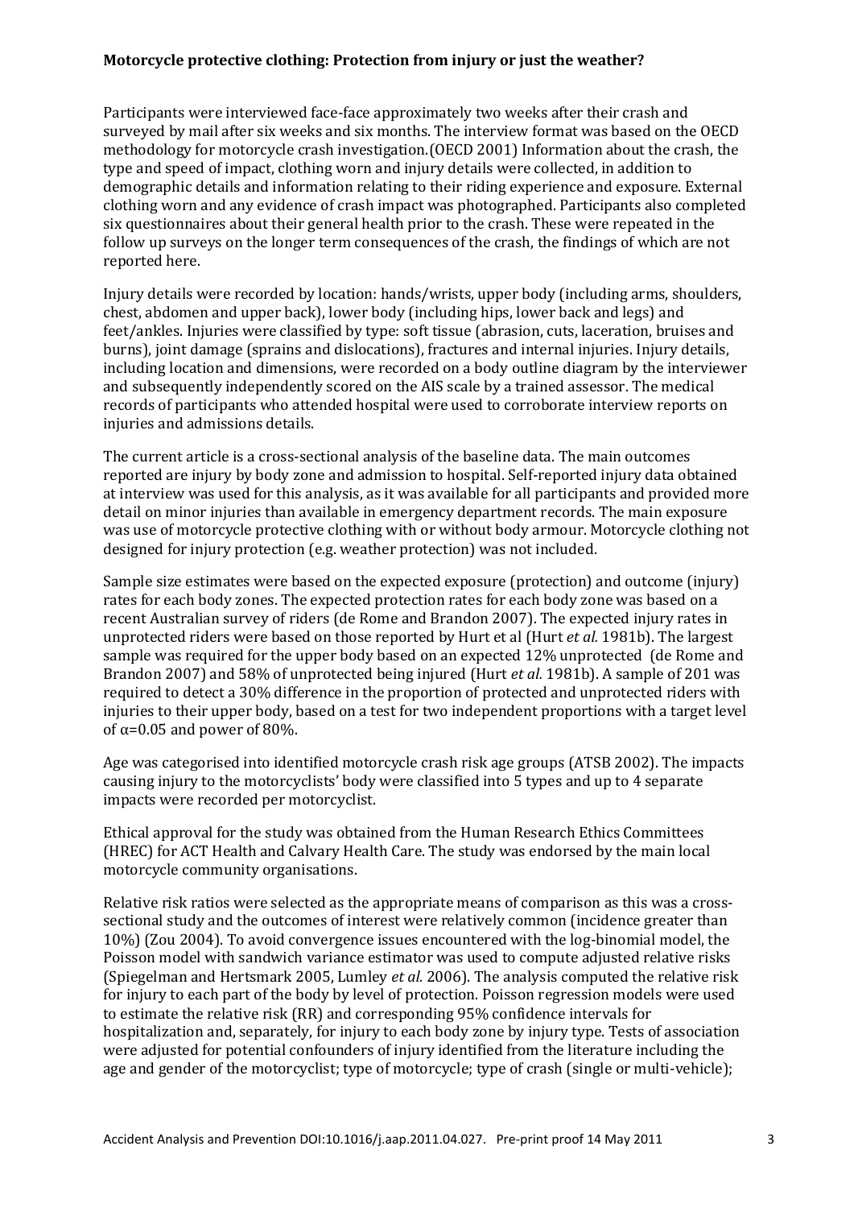Participants were interviewed face-face approximately two weeks after their crash and surveyed by mail after six weeks and six months. The interview format was based on the OECD methodology for motorcycle crash investigation.(OECD 2001) Information about the crash, the type and speed of impact, clothing worn and injury details were collected, in addition to demographic details and information relating to their riding experience and exposure. External clothing worn and any evidence of crash impact was photographed. Participants also completed six questionnaires about their general health prior to the crash. These were repeated in the follow up surveys on the longer term consequences of the crash, the findings of which are not reported here.

Injury details were recorded by location: hands/wrists, upper body (including arms, shoulders, chest, abdomen and upper back), lower body (including hips, lower back and legs) and feet/ankles. Injuries were classified by type: soft tissue (abrasion, cuts, laceration, bruises and burns), joint damage (sprains and dislocations), fractures and internal injuries. Injury details, including location and dimensions, were recorded on a body outline diagram by the interviewer and subsequently independently scored on the AIS scale by a trained assessor. The medical records of participants who attended hospital were used to corroborate interview reports on injuries and admissions details.

The current article is a cross-sectional analysis of the baseline data. The main outcomes reported are injury by body zone and admission to hospital. Self-reported injury data obtained at interview was used for this analysis, as it was available for all participants and provided more detail on minor injuries than available in emergency department records. The main exposure was use of motorcycle protective clothing with or without body armour. Motorcycle clothing not designed for injury protection (e.g. weather protection) was not included.

Sample size estimates were based on the expected exposure (protection) and outcome (injury) rates for each body zones. The expected protection rates for each body zone was based on a recent Australian survey of riders (de Rome and Brandon 2007). The expected injury rates in unprotected riders were based on those reported by Hurt et al (Hurt *et al.* 1981b). The largest sample was required for the upper body based on an expected 12% unprotected (de Rome and Brandon 2007) and 58% of unprotected being injured (Hurt *et al.* 1981b). A sample of 201 was required to detect a 30% difference in the proportion of protected and unprotected riders with injuries to their upper body, based on a test for two independent proportions with a target level of $\alpha=0.05$ and power of 80%.

Age was categorised into identified motorcycle crash risk age groups (ATSB 2002). The impacts causing injury to the motorcyclists' body were classified into 5 types and up to 4 separate impacts were recorded per motorcyclist.

Ethical approval for the study was obtained from the Human Research Ethics Committees (HREC) for ACT Health and Calvary Health Care. The study was endorsed by the main local motorcycle community organisations.

Relative risk ratios were selected as the appropriate means of comparison as this was a cross-sectional study and the outcomes of interest were relatively common (incidence greater than 10%) (Zou 2004). To avoid convergence issues encountered with the log-binomial model, the Poisson model with sandwich variance estimator was used to compute adjusted relative risks (Spiegelman and Hertsmark 2005, Lumley *et al.* 2006). The analysis computed the relative risk for injury to each part of the body by level of protection. Poisson regression models were used to estimate the relative risk (RR) and corresponding 95% confidence intervals for hospitalization and, separately, for injury to each body zone by injury type. Tests of association were adjusted for potential confounders of injury identified from the literature including the age and gender of the motorcyclist; type of motorcycle; type of crash (single or multi-vehicle);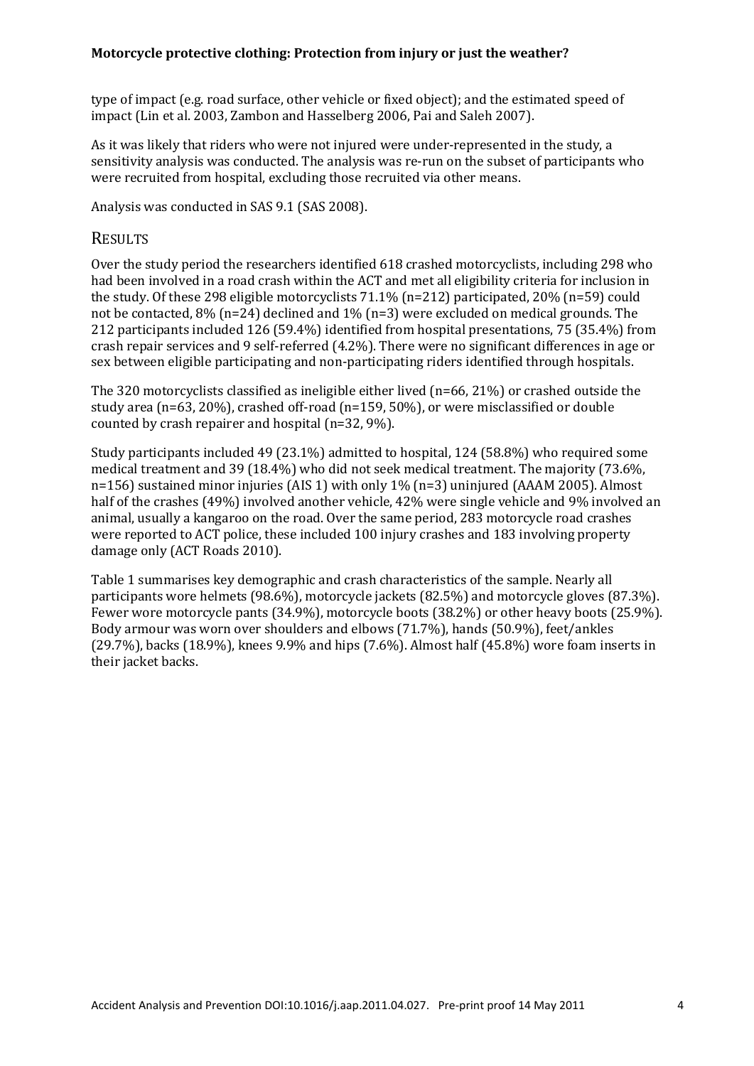type of impact (e.g. road surface, other vehicle or fixed object); and the estimated speed of impact (Lin et al. 2003, Zambon and Hasselberg 2006, Pai and Saleh 2007).

As it was likely that riders who were not injured were under-represented in the study, a sensitivity analysis was conducted. The analysis was re-run on the subset of participants who were recruited from hospital, excluding those recruited via other means.

Analysis was conducted in SAS 9.1 (SAS 2008).

## RESULTS

Over the study period the researchers identified 618 crashed motorcyclists, including 298 who had been involved in a road crash within the ACT and met all eligibility criteria for inclusion in the study. Of these 298 eligible motorcyclists 71.1% (n=212) participated, 20% (n=59) could not be contacted, 8% (n=24) declined and 1% (n=3) were excluded on medical grounds. The 212 participants included 126 (59.4%) identified from hospital presentations, 75 (35.4%) from crash repair services and 9 self-referred (4.2%). There were no significant differences in age or sex between eligible participating and non-participating riders identified through hospitals.

The 320 motorcyclists classified as ineligible either lived (n=66, 21%) or crashed outside the study area (n=63, 20%), crashed off-road (n=159, 50%), or were misclassified or double counted by crash repairer and hospital (n=32, 9%).

Study participants included 49 (23.1%) admitted to hospital, 124 (58.8%) who required some medical treatment and 39 (18.4%) who did not seek medical treatment. The majority (73.6%, n=156) sustained minor injuries (AIS 1) with only 1% (n=3) uninjured (AAAM 2005). Almost half of the crashes (49%) involved another vehicle, 42% were single vehicle and 9% involved an animal, usually a kangaroo on the road. Over the same period, 283 motorcycle road crashes were reported to ACT police, these included 100 injury crashes and 183 involving property damage only (ACT Roads 2010).

Table 1 summarises key demographic and crash characteristics of the sample. Nearly all participants wore helmets (98.6%), motorcycle jackets (82.5%) and motorcycle gloves (87.3%). Fewer wore motorcycle pants (34.9%), motorcycle boots (38.2%) or other heavy boots (25.9%). Body armour was worn over shoulders and elbows (71.7%), hands (50.9%), feet/ankles (29.7%), backs (18.9%), knees 9.9% and hips (7.6%). Almost half (45.8%) wore foam inserts in their jacket backs.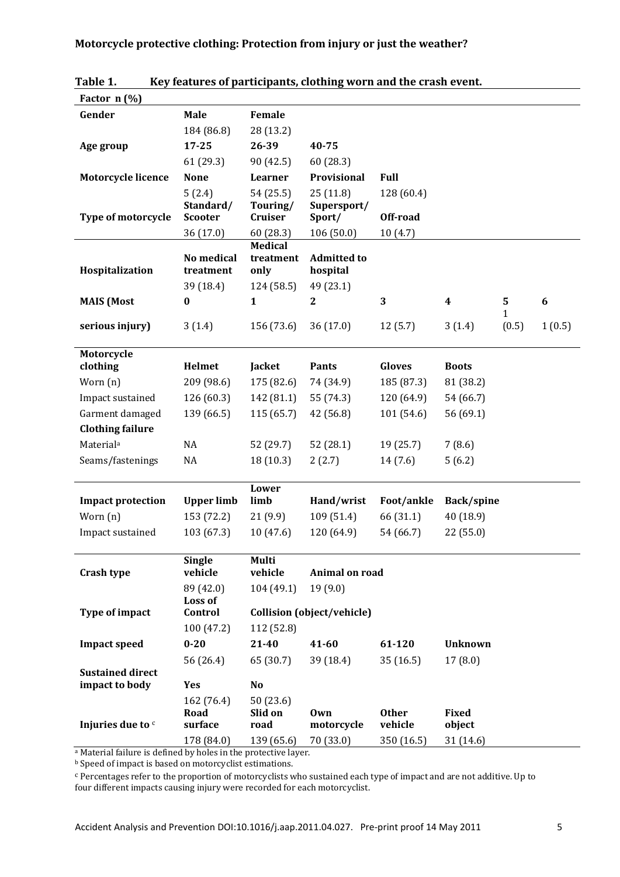**Table 1. Key features of participants, clothing worn and the crash event.**

| Factor n (%) | | | | | | | |
|---|---|---|---|---|---|---|---|
| **Gender** | **Male** | **Female** | | | | | |
| | 184 (86.8) | 28 (13.2) | | | | | |
| **Age group** | **17-25** | **26-39** | **40-75** | | | | |
| | 61 (29.3) | 90 (42.5) | 60 (28.3) | | | | |
| **Motorcycle licence** | **None** | **Learner** | **Provisional** | **Full** | | | |
| | 5 (2.4) | 54 (25.5) | 25 (11.8) | 128 (60.4) | | | |
| **Type of motorcycle** | **Standard/ Scooter** | **Touring/ Cruiser** | **Supersport/ Sport/** | **Off-road** | | | |
| | 36 (17.0) | 60 (28.3) | 106 (50.0) | 10 (4.7) | | | |
| **Hospitalization** | **No medical treatment** | **Medical treatment only** | **Admitted to hospital** | | | | |
| | 39 (18.4) | 124 (58.5) | 49 (23.1) | | | | |
| **MAIS (Most serious injury)** | **0** | **1** | **2** | **3** | **4** | **5** | **6** |
| | 3 (1.4) | 156 (73.6) | 36 (17.0) | 12 (5.7) | 3 (1.4) | 1 (0.5) | 1 (0.5) |
| **Motorcycle clothing** | **Helmet** | **Jacket** | **Pants** | **Gloves** | **Boots** | | |
| Worn (n) | 209 (98.6) | 175 (82.6) | 74 (34.9) | 185 (87.3) | 81 (38.2) | | |
| Impact sustained | 126 (60.3) | 142 (81.1) | 55 (74.3) | 120 (64.9) | 54 (66.7) | | |
| Garment damaged | 139 (66.5) | 115 (65.7) | 42 (56.8) | 101 (54.6) | 56 (69.1) | | |
| **Clothing failure** | | | | | | | |
| Material[a] | NA | 52 (29.7) | 52 (28.1) | 19 (25.7) | 7 (8.6) | | |
| Seams/fastenings | NA | 18 (10.3) | 2 (2.7) | 14 (7.6) | 5 (6.2) | | |
| **Impact protection** | **Upper limb** | **Lower limb** | **Hand/wrist** | **Foot/ankle** | **Back/spine** | | |
| Worn (n) | 153 (72.2) | 21 (9.9) | 109 (51.4) | 66 (31.1) | 40 (18.9) | | |
| Impact sustained | 103 (67.3) | 10 (47.6) | 120 (64.9) | 54 (66.7) | 22 (55.0) | | |
| **Crash type** | **Single vehicle** | **Multi vehicle** | **Animal on road** | | | | |
| | 89 (42.0) | 104 (49.1) | 19 (9.0) | | | | |
| **Type of impact** | **Loss of Control** | **Collision (object/vehicle)** | | | | | |
| | 100 (47.2) | 112 (52.8) | | | | | |
| **Impact speed** | **0-20** | **21-40** | **41-60** | **61-120** | **Unknown** | | |
| | 56 (26.4) | 65 (30.7) | 39 (18.4) | 35 (16.5) | 17 (8.0) | | |
| **Sustained direct impact to body** | **Yes** | **No** | | | | | |
| | 162 (76.4) | 50 (23.6) | | | | | |
| **Injuries due to** [c] | **Road surface** | **Slid on road** | **Own motorcycle** | **Other vehicle** | **Fixed object** | | |
| | 178 (84.0) | 139 (65.6) | 70 (33.0) | 350 (16.5) | 31 (14.6) | | |

[a] Material failure is defined by holes in the protective layer.

[b] Speed of impact is based on motorcyclist estimations.

[c] Percentages refer to the proportion of motorcyclists who sustained each type of impact and are not additive. Up to four different impacts causing injury were recorded for each motorcyclist.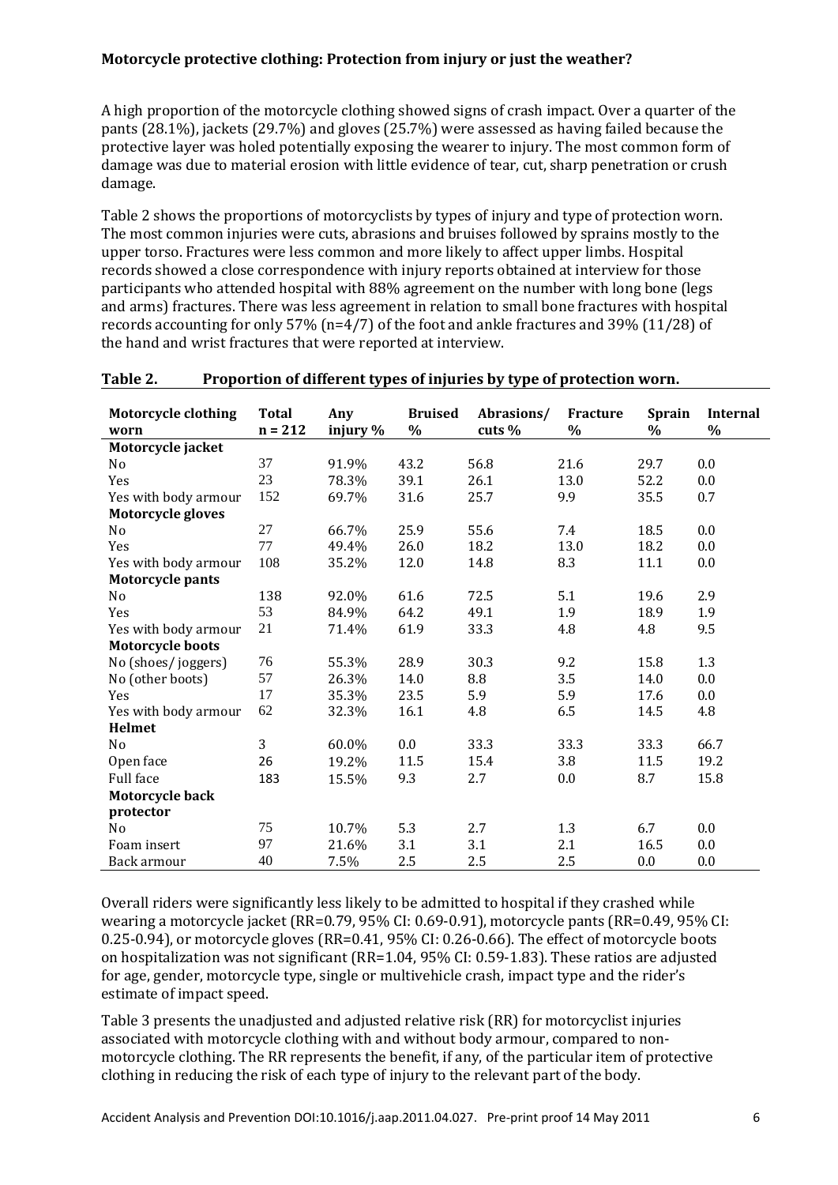**Motorcycle protective clothing: Protection from injury or just the weather?**

A high proportion of the motorcycle clothing showed signs of crash impact. Over a quarter of the pants (28.1%), jackets (29.7%) and gloves (25.7%) were assessed as having failed because the protective layer was holed potentially exposing the wearer to injury. The most common form of damage was due to material erosion with little evidence of tear, cut, sharp penetration or crush damage.

Table 2 shows the proportions of motorcyclists by types of injury and type of protection worn. The most common injuries were cuts, abrasions and bruises followed by sprains mostly to the upper torso. Fractures were less common and more likely to affect upper limbs. Hospital records showed a close correspondence with injury reports obtained at interview for those participants who attended hospital with 88% agreement on the number with long bone (legs and arms) fractures. There was less agreement in relation to small bone fractures with hospital records accounting for only 57% (n=4/7) of the foot and ankle fractures and 39% (11/28) of the hand and wrist fractures that were reported at interview.

**Table 2. Proportion of different types of injuries by type of protection worn.**

| Motorcycle clothing worn | Total n = 212 | Any injury % | Bruised % | Abrasions/ cuts % | Fracture % | Sprain % | Internal % |
|---|---|---|---|---|---|---|---|
| **Motorcycle jacket** | | | | | | | |
| No | 37 | 91.9% | 43.2 | 56.8 | 21.6 | 29.7 | 0.0 |
| Yes | 23 | 78.3% | 39.1 | 26.1 | 13.0 | 52.2 | 0.0 |
| Yes with body armour | 152 | 69.7% | 31.6 | 25.7 | 9.9 | 35.5 | 0.7 |
| **Motorcycle gloves** | | | | | | | |
| No | 27 | 66.7% | 25.9 | 55.6 | 7.4 | 18.5 | 0.0 |
| Yes | 77 | 49.4% | 26.0 | 18.2 | 13.0 | 18.2 | 0.0 |
| Yes with body armour | 108 | 35.2% | 12.0 | 14.8 | 8.3 | 11.1 | 0.0 |
| **Motorcycle pants** | | | | | | | |
| No | 138 | 92.0% | 61.6 | 72.5 | 5.1 | 19.6 | 2.9 |
| Yes | 53 | 84.9% | 64.2 | 49.1 | 1.9 | 18.9 | 1.9 |
| Yes with body armour | 21 | 71.4% | 61.9 | 33.3 | 4.8 | 4.8 | 9.5 |
| **Motorcycle boots** | | | | | | | |
| No (shoes/ joggers) | 76 | 55.3% | 28.9 | 30.3 | 9.2 | 15.8 | 1.3 |
| No (other boots) | 57 | 26.3% | 14.0 | 8.8 | 3.5 | 14.0 | 0.0 |
| Yes | 17 | 35.3% | 23.5 | 5.9 | 5.9 | 17.6 | 0.0 |
| Yes with body armour | 62 | 32.3% | 16.1 | 4.8 | 6.5 | 14.5 | 4.8 |
| **Helmet** | | | | | | | |
| No | 3 | 60.0% | 0.0 | 33.3 | 33.3 | 33.3 | 66.7 |
| Open face | 26 | 19.2% | 11.5 | 15.4 | 3.8 | 11.5 | 19.2 |
| Full face | 183 | 15.5% | 9.3 | 2.7 | 0.0 | 8.7 | 15.8 |
| **Motorcycle back protector** | | | | | | | |
| No | 75 | 10.7% | 5.3 | 2.7 | 1.3 | 6.7 | 0.0 |
| Foam insert | 97 | 21.6% | 3.1 | 3.1 | 2.1 | 16.5 | 0.0 |
| Back armour | 40 | 7.5% | 2.5 | 2.5 | 2.5 | 0.0 | 0.0 |

Overall riders were significantly less likely to be admitted to hospital if they crashed while wearing a motorcycle jacket (RR=0.79, 95% CI: 0.69-0.91), motorcycle pants (RR=0.49, 95% CI: 0.25-0.94), or motorcycle gloves (RR=0.41, 95% CI: 0.26-0.66). The effect of motorcycle boots on hospitalization was not significant (RR=1.04, 95% CI: 0.59-1.83). These ratios are adjusted for age, gender, motorcycle type, single or multivehicle crash, impact type and the rider's estimate of impact speed.

Table 3 presents the unadjusted and adjusted relative risk (RR) for motorcyclist injuries associated with motorcycle clothing with and without body armour, compared to non-motorcycle clothing. The RR represents the benefit, if any, of the particular item of protective clothing in reducing the risk of each type of injury to the relevant part of the body.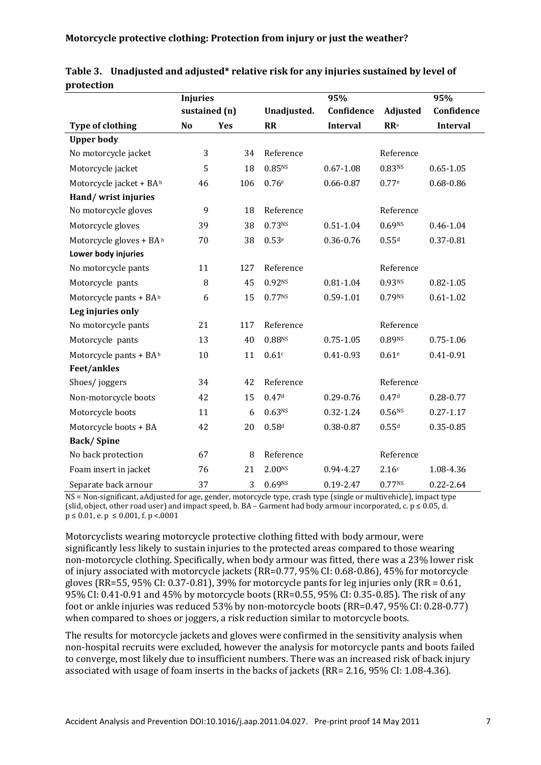**Table 3. Unadjusted and adjusted* relative risk for any injuries sustained by level of protection**

| Type of clothing | Injuries sustained (n) No | Injuries sustained (n) Yes | Unadjusted. RR | 95% Confidence Interval | Adjusted RR[a] | 95% Confidence Interval |
|---|---|---|---|---|---|---|
| **Upper body** | | | | | | |
| No motorcycle jacket | 3 | 34 | Reference | | Reference | |
| Motorcycle jacket | 5 | 18 | 0.85[NS] | 0.67-1.08 | 0.83[NS] | 0.65-1.05 |
| Motorcycle jacket + BA[b] | 46 | 106 | 0.76[e] | 0.66-0.87 | 0.77[e] | 0.68-0.86 |
| **Hand/ wrist injuries** | | | | | | |
| No motorcycle gloves | 9 | 18 | Reference | | Reference | |
| Motorcycle gloves | 39 | 38 | 0.73[NS] | 0.51-1.04 | 0.69[NS] | 0.46-1.04 |
| Motorcycle gloves + BA[b] | 70 | 38 | 0.53[e] | 0.36-0.76 | 0.55[d] | 0.37-0.81 |
| **Lower body injuries** | | | | | | |
| No motorcycle pants | 11 | 127 | Reference | | Reference | |
| Motorcycle pants | 8 | 45 | 0.92[NS] | 0.81-1.04 | 0.93[NS] | 0.82-1.05 |
| Motorcycle pants + BA[b] | 6 | 15 | 0.77[NS] | 0.59-1.01 | 0.79[NS] | 0.61-1.02 |
| **Leg injuries only** | | | | | | |
| No motorcycle pants | 21 | 117 | Reference | | Reference | |
| Motorcycle pants | 13 | 40 | 0.88[NS] | 0.75-1.05 | 0.89[NS] | 0.75-1.06 |
| Motorcycle pants + BA[b] | 10 | 11 | 0.61[c] | 0.41-0.93 | 0.61[e] | 0.41-0.91 |
| **Feet/ankles** | | | | | | |
| Shoes/ joggers | 34 | 42 | Reference | | Reference | |
| Non-motorcycle boots | 42 | 15 | 0.47[d] | 0.29-0.76 | 0.47[d] | 0.28-0.77 |
| Motorcycle boots | 11 | 6 | 0.63[NS] | 0.32-1.24 | 0.56[NS] | 0.27-1.17 |
| Motorcycle boots + BA | 42 | 20 | 0.58[d] | 0.38-0.87 | 0.55[d] | 0.35-0.85 |
| **Back/ Spine** | | | | | | |
| No back protection | 67 | 8 | Reference | | Reference | |
| Foam insert in jacket | 76 | 21 | 2.00[NS] | 0.94-4.27 | 2.16[c] | 1.08-4.36 |
| Separate back arnour | 37 | 3 | 0.69[NS] | 0.19-2.47 | 0.77[NS] | 0.22-2.64 |

NS = Non-significant, aAdjusted for age, gender, motorcycle type, crash type (single or multivehicle), impact type (slid, object, other road user) and impact speed, b. BA – Garment had body armour incorporated, c. $p \leq 0.05$, d. $p \leq 0.01$, e. $p \leq 0.001$, f. $p < .0001$

Motorcyclists wearing motorcycle protective clothing fitted with body armour, were significantly less likely to sustain injuries to the protected areas compared to those wearing non-motorcycle clothing. Specifically, when body armour was fitted, there was a 23% lower risk of injury associated with motorcycle jackets (RR=0.77, 95% CI: 0.68-0.86), 45% for motorcycle gloves (RR=55, 95% CI: 0.37-0.81), 39% for motorcycle pants for leg injuries only (RR = 0.61, 95% CI: 0.41-0.91 and 45% by motorcycle boots (RR=0.55, 95% CI: 0.35-0.85). The risk of any foot or ankle injuries was reduced 53% by non-motorcycle boots (RR=0.47, 95% CI: 0.28-0.77) when compared to shoes or joggers, a risk reduction similar to motorcycle boots.

The results for motorcycle jackets and gloves were confirmed in the sensitivity analysis when non-hospital recruits were excluded, however the analysis for motorcycle pants and boots failed to converge, most likely due to insufficient numbers. There was an increased risk of back injury associated with usage of foam inserts in the backs of jackets (RR= 2.16, 95% CI: 1.08-4.36).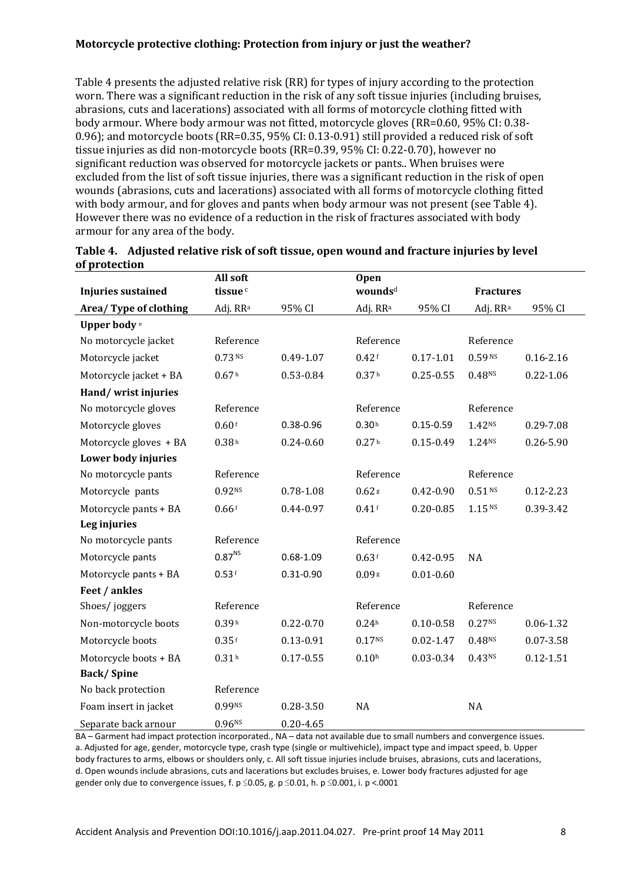Table 4 presents the adjusted relative risk (RR) for types of injury according to the protection worn. There was a significant reduction in the risk of any soft tissue injuries (including bruises, abrasions, cuts and lacerations) associated with all forms of motorcycle clothing fitted with body armour. Where body armour was not fitted, motorcycle gloves (RR=0.60, 95% CI: 0.38-0.96); and motorcycle boots (RR=0.35, 95% CI: 0.13-0.91) still provided a reduced risk of soft tissue injuries as did non-motorcycle boots (RR=0.39, 95% CI: 0.22-0.70), however no significant reduction was observed for motorcycle jackets or pants.. When bruises were excluded from the list of soft tissue injuries, there was a significant reduction in the risk of open wounds (abrasions, cuts and lacerations) associated with all forms of motorcycle clothing fitted with body armour, and for gloves and pants when body armour was not present (see Table 4). However there was no evidence of a reduction in the risk of fractures associated with body armour for any area of the body.

**Table 4. Adjusted relative risk of soft tissue, open wound and fracture injuries by level of protection**

| **Injuries sustained** | **All soft tissue** [c] | | **Open wounds**[d] | | **Fractures** | |
|---|---|---|---|---|---|---|
| **Area/ Type of clothing** | Adj. RR[a] | 95% CI | Adj. RR[a] | 95% CI | Adj. RR[a] | 95% CI |
| **Upper body** [e] | | | | | | |
| No motorcycle jacket | Reference | | Reference | | Reference | |
| Motorcycle jacket | 0.73 [NS] | 0.49-1.07 | 0.42 [f] | 0.17-1.01 | 0.59 [NS] | 0.16-2.16 |
| Motorcycle jacket + BA | 0.67 [h] | 0.53-0.84 | 0.37 [h] | 0.25-0.55 | 0.48[NS] | 0.22-1.06 |
| **Hand/ wrist injuries** | | | | | | |
| No motorcycle gloves | Reference | | Reference | | Reference | |
| Motorcycle gloves | 0.60 [f] | 0.38-0.96 | 0.30 [h] | 0.15-0.59 | 1.42[NS] | 0.29-7.08 |
| Motorcycle gloves + BA | 0.38 [h] | 0.24-0.60 | 0.27 [h] | 0.15-0.49 | 1.24[NS] | 0.26-5.90 |
| **Lower body injuries** | | | | | | |
| No motorcycle pants | Reference | | Reference | | Reference | |
| Motorcycle pants | 0.92[NS] | 0.78-1.08 | 0.62 [g] | 0.42-0.90 | 0.51 [NS] | 0.12-2.23 |
| Motorcycle pants + BA | 0.66 [f] | 0.44-0.97 | 0.41 [f] | 0.20-0.85 | 1.15 [NS] | 0.39-3.42 |
| **Leg injuries** | | | | | | |
| No motorcycle pants | Reference | | Reference | | | |
| Motorcycle pants | 0.87[NS] | 0.68-1.09 | 0.63 [f] | 0.42-0.95 | NA | |
| Motorcycle pants + BA | 0.53 [f] | 0.31-0.90 | 0.09 [g] | 0.01-0.60 | | |
| **Feet / ankles** | | | | | | |
| Shoes/ joggers | Reference | | Reference | | Reference | |
| Non-motorcycle boots | 0.39 [h] | 0.22-0.70 | 0.24[h] | 0.10-0.58 | 0.27[NS] | 0.06-1.32 |
| Motorcycle boots | 0.35 [f] | 0.13-0.91 | 0.17[NS] | 0.02-1.47 | 0.48[NS] | 0.07-3.58 |
| Motorcycle boots + BA | 0.31 [h] | 0.17-0.55 | 0.10[h] | 0.03-0.34 | 0.43[NS] | 0.12-1.51 |
| **Back/ Spine** | | | | | | |
| No back protection | Reference | | | | | |
| Foam insert in jacket | 0.99[NS] | 0.28-3.50 | NA | | NA | |
| Separate back arnour | 0.96[NS] | 0.20-4.65 | | | | |

BA – Garment had impact protection incorporated., NA – data not available due to small numbers and convergence issues. a. Adjusted for age, gender, motorcycle type, crash type (single or multivehicle), impact type and impact speed, b. Upper body fractures to arms, elbows or shoulders only, c. All soft tissue injuries include bruises, abrasions, cuts and lacerations, d. Open wounds include abrasions, cuts and lacerations but excludes bruises, e. Lower body fractures adjusted for age gender only due to convergence issues, f. $p \leq 0.05$, g. $p \leq 0.01$, h. $p \leq 0.001$, i. $p < .0001$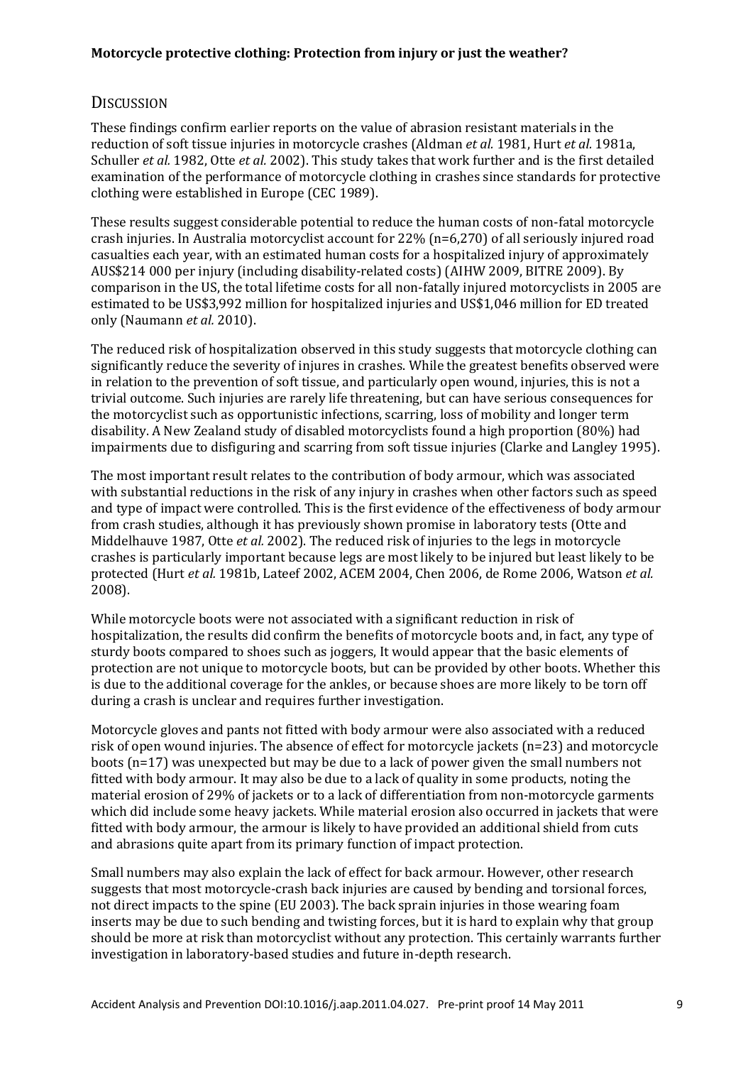## DISCUSSION

These findings confirm earlier reports on the value of abrasion resistant materials in the reduction of soft tissue injuries in motorcycle crashes (Aldman *et al.* 1981, Hurt *et al.* 1981a, Schuller *et al.* 1982, Otte *et al.* 2002). This study takes that work further and is the first detailed examination of the performance of motorcycle clothing in crashes since standards for protective clothing were established in Europe (CEC 1989).

These results suggest considerable potential to reduce the human costs of non-fatal motorcycle crash injuries. In Australia motorcyclist account for 22% (n=6,270) of all seriously injured road casualties each year, with an estimated human costs for a hospitalized injury of approximately AUS$214 000 per injury (including disability-related costs) (AIHW 2009, BITRE 2009). By comparison in the US, the total lifetime costs for all non-fatally injured motorcyclists in 2005 are estimated to be US$3,992 million for hospitalized injuries and US$1,046 million for ED treated only (Naumann *et al.* 2010).

The reduced risk of hospitalization observed in this study suggests that motorcycle clothing can significantly reduce the severity of soft tissue injures in crashes. While the greatest benefits observed were in relation to the prevention of soft tissue, and particularly open wound, injuries, this is not a trivial outcome. Such injuries are rarely life threatening, but can have serious consequences for the motorcyclist such as opportunistic infections, scarring, loss of mobility and longer term disability. A New Zealand study of disabled motorcyclists found a high proportion (80%) had impairments due to disfiguring and scarring from soft tissue injuries (Clarke and Langley 1995).

The most important result relates to the contribution of body armour, which was associated with substantial reductions in the risk of any injury in crashes when other factors such as speed and type of impact were controlled. This is the first evidence of the effectiveness of body armour from crash studies, although it has previously shown promise in laboratory tests (Otte and Middelhauve 1987, Otte *et al.* 2002). The reduced risk of injuries to the legs in motorcycle crashes is particularly important because legs are most likely to be injured but least likely to be protected (Hurt *et al.* 1981b, Lateef 2002, ACEM 2004, Chen 2006, de Rome 2006, Watson *et al.* 2008).

While motorcycle boots were not associated with a significant reduction in risk of hospitalization, the results did confirm the benefits of motorcycle boots and, in fact, any type of sturdy boots compared to shoes such as joggers, It would appear that the basic elements of protection are not unique to motorcycle boots, but can be provided by other boots. Whether this is due to the additional coverage for the ankles, or because shoes are more likely to be torn off during a crash is unclear and requires further investigation.

Motorcycle gloves and pants not fitted with body armour were also associated with a reduced risk of open wound injuries. The absence of effect for motorcycle jackets (n=23) and motorcycle boots (n=17) was unexpected but may be due to a lack of power given the small numbers not fitted with body armour. It may also be due to a lack of quality in some products, noting the material erosion of 29% of jackets or to a lack of differentiation from non-motorcycle garments which did include some heavy jackets. While material erosion also occurred in jackets that were fitted with body armour, the armour is likely to have provided an additional shield from cuts and abrasions quite apart from its primary function of impact protection.

Small numbers may also explain the lack of effect for back armour. However, other research suggests that most motorcycle-crash back injuries are caused by bending and torsional forces, not direct impacts to the spine (EU 2003). The back sprain injuries in those wearing foam inserts may be due to such bending and twisting forces, but it is hard to explain why that group should be more at risk than motorcyclist without any protection. This certainly warrants further investigation in laboratory-based studies and future in-depth research.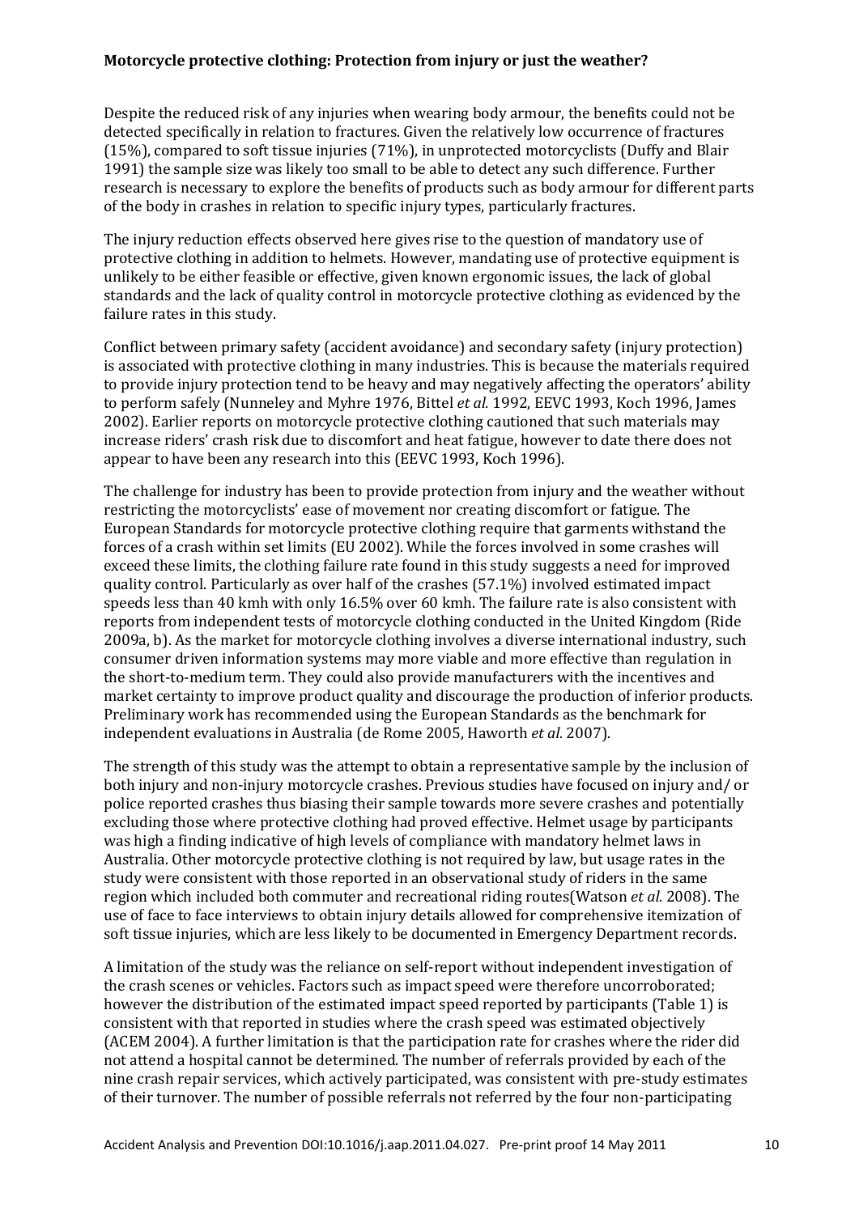**Motorcycle protective clothing: Protection from injury or just the weather?**

Despite the reduced risk of any injuries when wearing body armour, the benefits could not be detected specifically in relation to fractures. Given the relatively low occurrence of fractures (15%), compared to soft tissue injuries (71%), in unprotected motorcyclists (Duffy and Blair 1991) the sample size was likely too small to be able to detect any such difference. Further research is necessary to explore the benefits of products such as body armour for different parts of the body in crashes in relation to specific injury types, particularly fractures.

The injury reduction effects observed here gives rise to the question of mandatory use of protective clothing in addition to helmets. However, mandating use of protective equipment is unlikely to be either feasible or effective, given known ergonomic issues, the lack of global standards and the lack of quality control in motorcycle protective clothing as evidenced by the failure rates in this study.

Conflict between primary safety (accident avoidance) and secondary safety (injury protection) is associated with protective clothing in many industries. This is because the materials required to provide injury protection tend to be heavy and may negatively affecting the operators' ability to perform safely (Nunneley and Myhre 1976, Bittel *et al.* 1992, EEVC 1993, Koch 1996, James 2002). Earlier reports on motorcycle protective clothing cautioned that such materials may increase riders' crash risk due to discomfort and heat fatigue, however to date there does not appear to have been any research into this (EEVC 1993, Koch 1996).

The challenge for industry has been to provide protection from injury and the weather without restricting the motorcyclists' ease of movement nor creating discomfort or fatigue. The European Standards for motorcycle protective clothing require that garments withstand the forces of a crash within set limits (EU 2002). While the forces involved in some crashes will exceed these limits, the clothing failure rate found in this study suggests a need for improved quality control. Particularly as over half of the crashes (57.1%) involved estimated impact speeds less than 40 kmh with only 16.5% over 60 kmh. The failure rate is also consistent with reports from independent tests of motorcycle clothing conducted in the United Kingdom (Ride 2009a, b). As the market for motorcycle clothing involves a diverse international industry, such consumer driven information systems may more viable and more effective than regulation in the short-to-medium term. They could also provide manufacturers with the incentives and market certainty to improve product quality and discourage the production of inferior products. Preliminary work has recommended using the European Standards as the benchmark for independent evaluations in Australia (de Rome 2005, Haworth *et al.* 2007).

The strength of this study was the attempt to obtain a representative sample by the inclusion of both injury and non-injury motorcycle crashes. Previous studies have focused on injury and/ or police reported crashes thus biasing their sample towards more severe crashes and potentially excluding those where protective clothing had proved effective. Helmet usage by participants was high a finding indicative of high levels of compliance with mandatory helmet laws in Australia. Other motorcycle protective clothing is not required by law, but usage rates in the study were consistent with those reported in an observational study of riders in the same region which included both commuter and recreational riding routes(Watson *et al.* 2008). The use of face to face interviews to obtain injury details allowed for comprehensive itemization of soft tissue injuries, which are less likely to be documented in Emergency Department records.

A limitation of the study was the reliance on self-report without independent investigation of the crash scenes or vehicles. Factors such as impact speed were therefore uncorroborated; however the distribution of the estimated impact speed reported by participants (Table 1) is consistent with that reported in studies where the crash speed was estimated objectively (ACEM 2004). A further limitation is that the participation rate for crashes where the rider did not attend a hospital cannot be determined. The number of referrals provided by each of the nine crash repair services, which actively participated, was consistent with pre-study estimates of their turnover. The number of possible referrals not referred by the four non-participating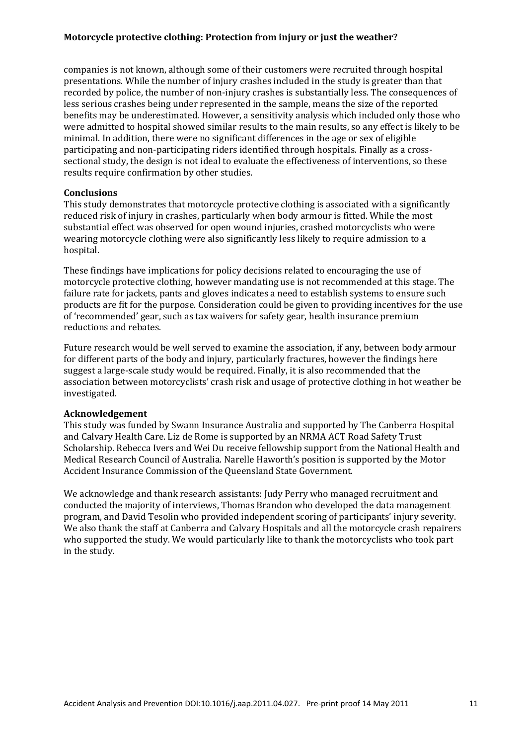companies is not known, although some of their customers were recruited through hospital presentations. While the number of injury crashes included in the study is greater than that recorded by police, the number of non-injury crashes is substantially less. The consequences of less serious crashes being under represented in the sample, means the size of the reported benefits may be underestimated. However, a sensitivity analysis which included only those who were admitted to hospital showed similar results to the main results, so any effect is likely to be minimal. In addition, there were no significant differences in the age or sex of eligible participating and non-participating riders identified through hospitals. Finally as a cross-sectional study, the design is not ideal to evaluate the effectiveness of interventions, so these results require confirmation by other studies.

## Conclusions

This study demonstrates that motorcycle protective clothing is associated with a significantly reduced risk of injury in crashes, particularly when body armour is fitted. While the most substantial effect was observed for open wound injuries, crashed motorcyclists who were wearing motorcycle clothing were also significantly less likely to require admission to a hospital.

These findings have implications for policy decisions related to encouraging the use of motorcycle protective clothing, however mandating use is not recommended at this stage. The failure rate for jackets, pants and gloves indicates a need to establish systems to ensure such products are fit for the purpose. Consideration could be given to providing incentives for the use of 'recommended' gear, such as tax waivers for safety gear, health insurance premium reductions and rebates.

Future research would be well served to examine the association, if any, between body armour for different parts of the body and injury, particularly fractures, however the findings here suggest a large-scale study would be required. Finally, it is also recommended that the association between motorcyclists' crash risk and usage of protective clothing in hot weather be investigated.

## Acknowledgement

This study was funded by Swann Insurance Australia and supported by The Canberra Hospital and Calvary Health Care. Liz de Rome is supported by an NRMA ACT Road Safety Trust Scholarship. Rebecca Ivers and Wei Du receive fellowship support from the National Health and Medical Research Council of Australia. Narelle Haworth's position is supported by the Motor Accident Insurance Commission of the Queensland State Government.

We acknowledge and thank research assistants: Judy Perry who managed recruitment and conducted the majority of interviews, Thomas Brandon who developed the data management program, and David Tesolin who provided independent scoring of participants' injury severity. We also thank the staff at Canberra and Calvary Hospitals and all the motorcycle crash repairers who supported the study. We would particularly like to thank the motorcyclists who took part in the study.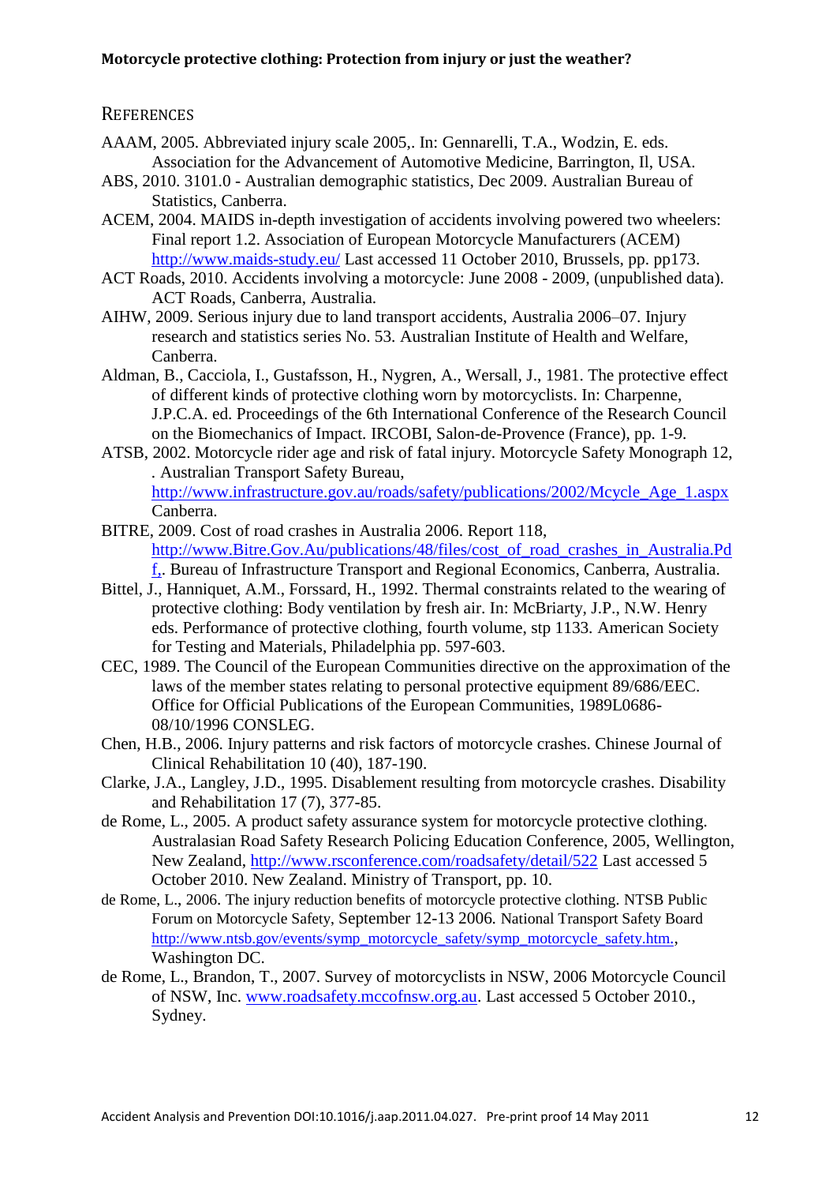## References

AAAM, 2005. Abbreviated injury scale 2005,. In: Gennarelli, T.A., Wodzin, E. eds. Association for the Advancement of Automotive Medicine, Barrington, Il, USA.

ABS, 2010. 3101.0 - Australian demographic statistics, Dec 2009. Australian Bureau of Statistics, Canberra.

ACEM, 2004. MAIDS in-depth investigation of accidents involving powered two wheelers: Final report 1.2. Association of European Motorcycle Manufacturers (ACEM) http://www.maids-study.eu/ Last accessed 11 October 2010, Brussels, pp. pp173.

ACT Roads, 2010. Accidents involving a motorcycle: June 2008 - 2009, (unpublished data). ACT Roads, Canberra, Australia.

AIHW, 2009. Serious injury due to land transport accidents, Australia 2006–07. Injury research and statistics series No. 53. Australian Institute of Health and Welfare, Canberra.

Aldman, B., Cacciola, I., Gustafsson, H., Nygren, A., Wersall, J., 1981. The protective effect of different kinds of protective clothing worn by motorcyclists. In: Charpenne, J.P.C.A. ed. Proceedings of the 6th International Conference of the Research Council on the Biomechanics of Impact. IRCOBI, Salon-de-Provence (France), pp. 1-9.

ATSB, 2002. Motorcycle rider age and risk of fatal injury. Motorcycle Safety Monograph 12, . Australian Transport Safety Bureau, http://www.infrastructure.gov.au/roads/safety/publications/2002/Mcycle_Age_1.aspx Canberra.

BITRE, 2009. Cost of road crashes in Australia 2006. Report 118, http://www.Bitre.Gov.Au/publications/48/files/cost_of_road_crashes_in_Australia.Pdf,. Bureau of Infrastructure Transport and Regional Economics, Canberra, Australia.

Bittel, J., Hanniquet, A.M., Forssard, H., 1992. Thermal constraints related to the wearing of protective clothing: Body ventilation by fresh air. In: McBriarty, J.P., N.W. Henry eds. Performance of protective clothing, fourth volume, stp 1133. American Society for Testing and Materials, Philadelphia pp. 597-603.

CEC, 1989. The Council of the European Communities directive on the approximation of the laws of the member states relating to personal protective equipment 89/686/EEC. Office for Official Publications of the European Communities, 1989L0686-08/10/1996 CONSLEG.

Chen, H.B., 2006. Injury patterns and risk factors of motorcycle crashes. Chinese Journal of Clinical Rehabilitation 10 (40), 187-190.

Clarke, J.A., Langley, J.D., 1995. Disablement resulting from motorcycle crashes. Disability and Rehabilitation 17 (7), 377-85.

de Rome, L., 2005. A product safety assurance system for motorcycle protective clothing. Australasian Road Safety Research Policing Education Conference, 2005, Wellington, New Zealand, http://www.rsconference.com/roadsafety/detail/522 Last accessed 5 October 2010. New Zealand. Ministry of Transport, pp. 10.

de Rome, L., 2006. The injury reduction benefits of motorcycle protective clothing. NTSB Public Forum on Motorcycle Safety, September 12-13 2006. National Transport Safety Board http://www.ntsb.gov/events/symp_motorcycle_safety/symp_motorcycle_safety.htm., Washington DC.

de Rome, L., Brandon, T., 2007. Survey of motorcyclists in NSW, 2006 Motorcycle Council of NSW, Inc. www.roadsafety.mccofnsw.org.au. Last accessed 5 October 2010., Sydney.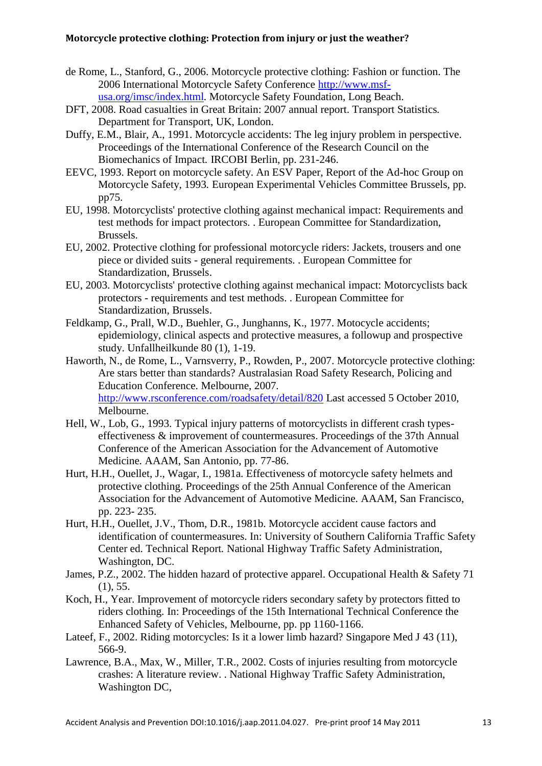de Rome, L., Stanford, G., 2006. Motorcycle protective clothing: Fashion or function. The 2006 International Motorcycle Safety Conference http://www.msf-usa.org/imsc/index.html. Motorcycle Safety Foundation, Long Beach.

DFT, 2008. Road casualties in Great Britain: 2007 annual report. Transport Statistics. Department for Transport, UK, London.

Duffy, E.M., Blair, A., 1991. Motorcycle accidents: The leg injury problem in perspective. Proceedings of the International Conference of the Research Council on the Biomechanics of Impact. IRCOBI Berlin, pp. 231-246.

EEVC, 1993. Report on motorcycle safety. An ESV Paper, Report of the Ad-hoc Group on Motorcycle Safety, 1993. European Experimental Vehicles Committee Brussels, pp. pp75.

EU, 1998. Motorcyclists' protective clothing against mechanical impact: Requirements and test methods for impact protectors. . European Committee for Standardization, Brussels.

EU, 2002. Protective clothing for professional motorcycle riders: Jackets, trousers and one piece or divided suits - general requirements. . European Committee for Standardization, Brussels.

EU, 2003. Motorcyclists' protective clothing against mechanical impact: Motorcyclists back protectors - requirements and test methods. . European Committee for Standardization, Brussels.

Feldkamp, G., Prall, W.D., Buehler, G., Junghanns, K., 1977. Motocycle accidents; epidemiology, clinical aspects and protective measures, a followup and prospective study. Unfallheilkunde 80 (1), 1-19.

Haworth, N., de Rome, L., Varnsverry, P., Rowden, P., 2007. Motorcycle protective clothing: Are stars better than standards? Australasian Road Safety Research, Policing and Education Conference. Melbourne, 2007. http://www.rsconference.com/roadsafety/detail/820 Last accessed 5 October 2010, Melbourne.

Hell, W., Lob, G., 1993. Typical injury patterns of motorcyclists in different crash types-effectiveness & improvement of countermeasures. Proceedings of the 37th Annual Conference of the American Association for the Advancement of Automotive Medicine. AAAM, San Antonio, pp. 77-86.

Hurt, H.H., Ouellet, J., Wagar, I., 1981a. Effectiveness of motorcycle safety helmets and protective clothing. Proceedings of the 25th Annual Conference of the American Association for the Advancement of Automotive Medicine. AAAM, San Francisco, pp. 223- 235.

Hurt, H.H., Ouellet, J.V., Thom, D.R., 1981b. Motorcycle accident cause factors and identification of countermeasures. In: University of Southern California Traffic Safety Center ed. Technical Report. National Highway Traffic Safety Administration, Washington, DC.

James, P.Z., 2002. The hidden hazard of protective apparel. Occupational Health & Safety 71 (1), 55.

Koch, H., Year. Improvement of motorcycle riders secondary safety by protectors fitted to riders clothing. In: Proceedings of the 15th International Technical Conference the Enhanced Safety of Vehicles, Melbourne, pp. pp 1160-1166.

Lateef, F., 2002. Riding motorcycles: Is it a lower limb hazard? Singapore Med J 43 (11), 566-9.

Lawrence, B.A., Max, W., Miller, T.R., 2002. Costs of injuries resulting from motorcycle crashes: A literature review. . National Highway Traffic Safety Administration, Washington DC,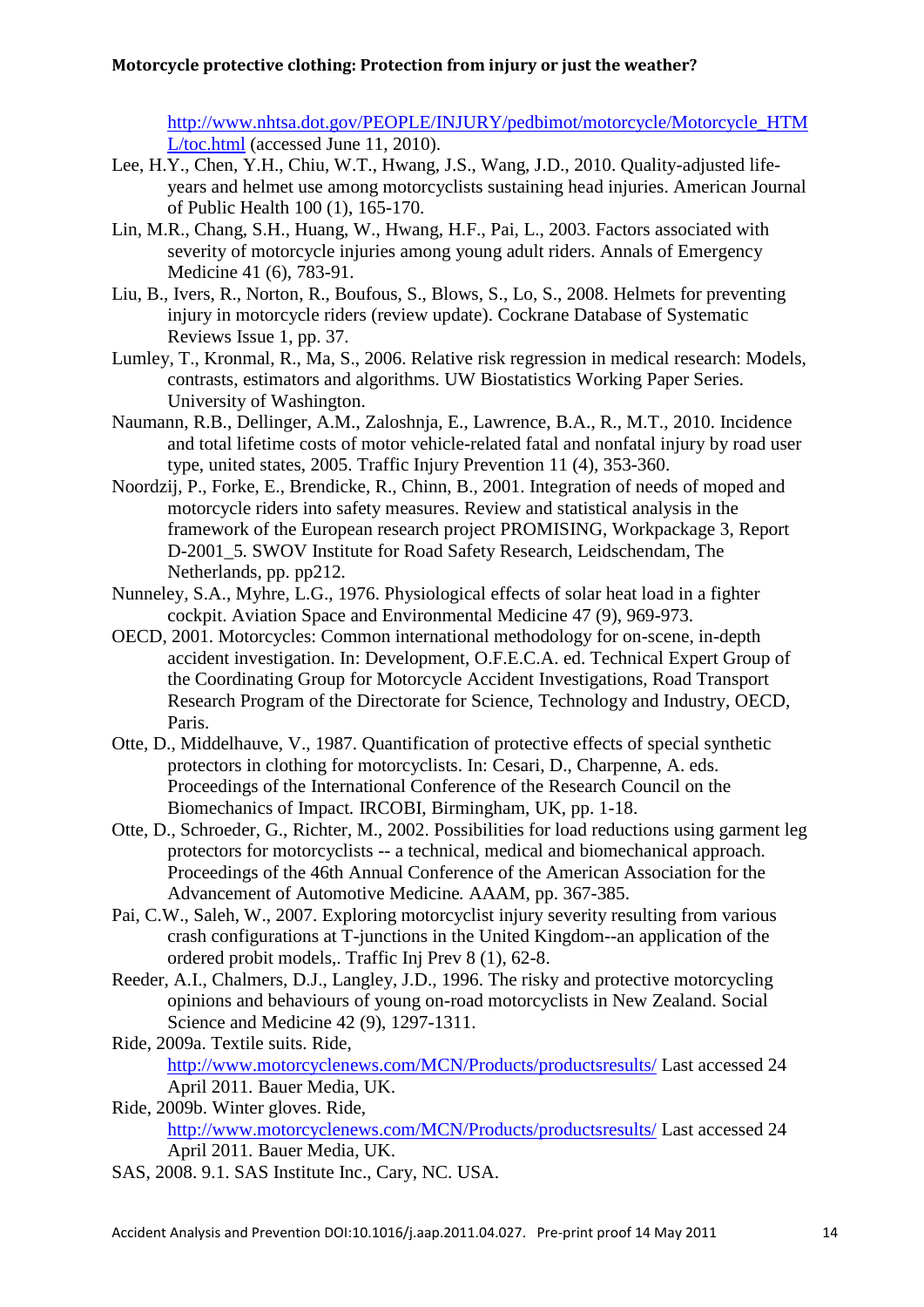http://www.nhtsa.dot.gov/PEOPLE/INJURY/pedbimot/motorcycle/Motorcycle_HTML/toc.html (accessed June 11, 2010).

Lee, H.Y., Chen, Y.H., Chiu, W.T., Hwang, J.S., Wang, J.D., 2010. Quality-adjusted life-years and helmet use among motorcyclists sustaining head injuries. American Journal of Public Health 100 (1), 165-170.

Lin, M.R., Chang, S.H., Huang, W., Hwang, H.F., Pai, L., 2003. Factors associated with severity of motorcycle injuries among young adult riders. Annals of Emergency Medicine 41 (6), 783-91.

Liu, B., Ivers, R., Norton, R., Boufous, S., Blows, S., Lo, S., 2008. Helmets for preventing injury in motorcycle riders (review update). Cockrane Database of Systematic Reviews Issue 1, pp. 37.

Lumley, T., Kronmal, R., Ma, S., 2006. Relative risk regression in medical research: Models, contrasts, estimators and algorithms. UW Biostatistics Working Paper Series. University of Washington.

Naumann, R.B., Dellinger, A.M., Zaloshnja, E., Lawrence, B.A., R., M.T., 2010. Incidence and total lifetime costs of motor vehicle-related fatal and nonfatal injury by road user type, united states, 2005. Traffic Injury Prevention 11 (4), 353-360.

Noordzij, P., Forke, E., Brendicke, R., Chinn, B., 2001. Integration of needs of moped and motorcycle riders into safety measures. Review and statistical analysis in the framework of the European research project PROMISING, Workpackage 3, Report D-2001_5. SWOV Institute for Road Safety Research, Leidschendam, The Netherlands, pp. pp212.

Nunneley, S.A., Myhre, L.G., 1976. Physiological effects of solar heat load in a fighter cockpit. Aviation Space and Environmental Medicine 47 (9), 969-973.

OECD, 2001. Motorcycles: Common international methodology for on-scene, in-depth accident investigation. In: Development, O.F.E.C.A. ed. Technical Expert Group of the Coordinating Group for Motorcycle Accident Investigations, Road Transport Research Program of the Directorate for Science, Technology and Industry, OECD, Paris.

Otte, D., Middelhauve, V., 1987. Quantification of protective effects of special synthetic protectors in clothing for motorcyclists. In: Cesari, D., Charpenne, A. eds. Proceedings of the International Conference of the Research Council on the Biomechanics of Impact*.* IRCOBI, Birmingham, UK, pp. 1-18.

Otte, D., Schroeder, G., Richter, M., 2002. Possibilities for load reductions using garment leg protectors for motorcyclists -- a technical, medical and biomechanical approach. Proceedings of the 46th Annual Conference of the American Association for the Advancement of Automotive Medicine*.* AAAM, pp. 367-385.

Pai, C.W., Saleh, W., 2007. Exploring motorcyclist injury severity resulting from various crash configurations at T-junctions in the United Kingdom--an application of the ordered probit models,. Traffic Inj Prev 8 (1), 62-8.

Reeder, A.I., Chalmers, D.J., Langley, J.D., 1996. The risky and protective motorcycling opinions and behaviours of young on-road motorcyclists in New Zealand. Social Science and Medicine 42 (9), 1297-1311.

Ride, 2009a. Textile suits. Ride, http://www.motorcyclenews.com/MCN/Products/productsresults/ Last accessed 24 April 2011. Bauer Media, UK.

Ride, 2009b. Winter gloves. Ride, http://www.motorcyclenews.com/MCN/Products/productsresults/ Last accessed 24 April 2011. Bauer Media, UK.

SAS, 2008. 9.1. SAS Institute Inc., Cary, NC. USA.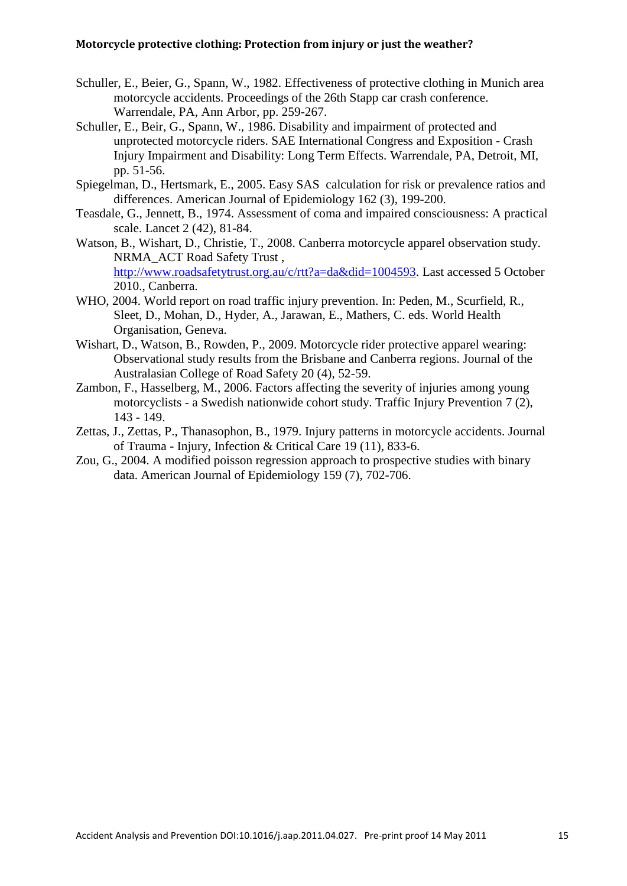Schuller, E., Beier, G., Spann, W., 1982. Effectiveness of protective clothing in Munich area motorcycle accidents. Proceedings of the 26th Stapp car crash conference. Warrendale, PA, Ann Arbor, pp. 259-267.

Schuller, E., Beir, G., Spann, W., 1986. Disability and impairment of protected and unprotected motorcycle riders. SAE International Congress and Exposition - Crash Injury Impairment and Disability: Long Term Effects. Warrendale, PA, Detroit, MI, pp. 51-56.

Spiegelman, D., Hertsmark, E., 2005. Easy SAS calculation for risk or prevalence ratios and differences. American Journal of Epidemiology 162 (3), 199-200.

Teasdale, G., Jennett, B., 1974. Assessment of coma and impaired consciousness: A practical scale. Lancet 2 (42), 81-84.

Watson, B., Wishart, D., Christie, T., 2008. Canberra motorcycle apparel observation study. NRMA_ACT Road Safety Trust , http://www.roadsafetytrust.org.au/c/rtt?a=da&did=1004593. Last accessed 5 October 2010., Canberra.

WHO, 2004. World report on road traffic injury prevention. In: Peden, M., Scurfield, R., Sleet, D., Mohan, D., Hyder, A., Jarawan, E., Mathers, C. eds. World Health Organisation, Geneva.

Wishart, D., Watson, B., Rowden, P., 2009. Motorcycle rider protective apparel wearing: Observational study results from the Brisbane and Canberra regions. Journal of the Australasian College of Road Safety 20 (4), 52-59.

Zambon, F., Hasselberg, M., 2006. Factors affecting the severity of injuries among young motorcyclists - a Swedish nationwide cohort study. Traffic Injury Prevention 7 (2), 143 - 149.

Zettas, J., Zettas, P., Thanasophon, B., 1979. Injury patterns in motorcycle accidents. Journal of Trauma - Injury, Infection & Critical Care 19 (11), 833-6.

Zou, G., 2004. A modified poisson regression approach to prospective studies with binary data. American Journal of Epidemiology 159 (7), 702-706.